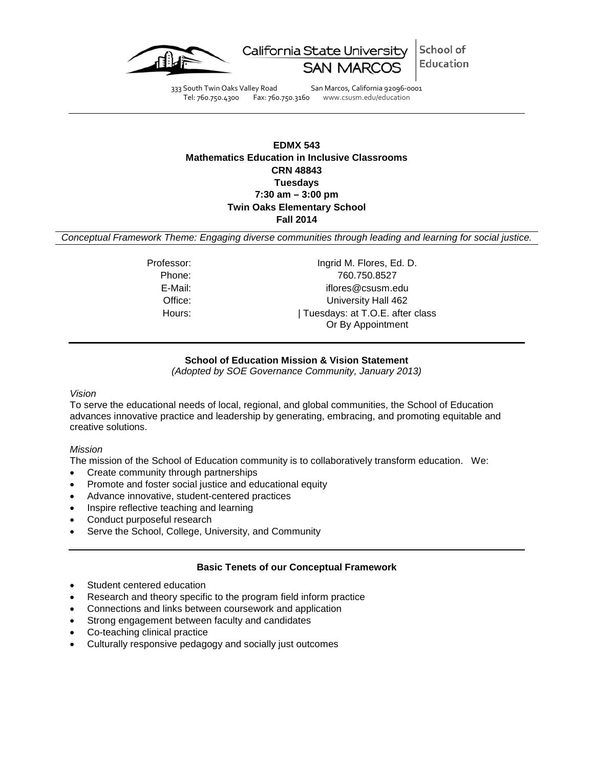California State University SAN MARCOS | School of Education

333 South Twin Oaks Valley Road San Marcos, California 92096-0001
Tel: 760.750.4300 Fax: 760.750.3160 www.csusm.edu/education

---

**EDMX 543**
**Mathematics Education in Inclusive Classrooms**
**CRN 48843**
**Tuesdays**
**7:30 am – 3:00 pm**
**Twin Oaks Elementary School**
**Fall 2014**

*Conceptual Framework Theme: Engaging diverse communities through leading and learning for social justice.*

| | |
|---|---|
| Professor: | Ingrid M. Flores, Ed. D. |
| Phone: | 760.750.8527 |
| E-Mail: | iflores@csusm.edu |
| Office: | University Hall 462 |
| Hours: | \| Tuesdays: at T.O.E. after class<br>Or By Appointment |

---

**School of Education Mission & Vision Statement**
*(Adopted by SOE Governance Community, January 2013)*

*Vision*
To serve the educational needs of local, regional, and global communities, the School of Education advances innovative practice and leadership by generating, embracing, and promoting equitable and creative solutions.

*Mission*
The mission of the School of Education community is to collaboratively transform education. We:

- Create community through partnerships
- Promote and foster social justice and educational equity
- Advance innovative, student-centered practices
- Inspire reflective teaching and learning
- Conduct purposeful research
- Serve the School, College, University, and Community

---

**Basic Tenets of our Conceptual Framework**

- Student centered education
- Research and theory specific to the program field inform practice
- Connections and links between coursework and application
- Strong engagement between faculty and candidates
- Co-teaching clinical practice
- Culturally responsive pedagogy and socially just outcomes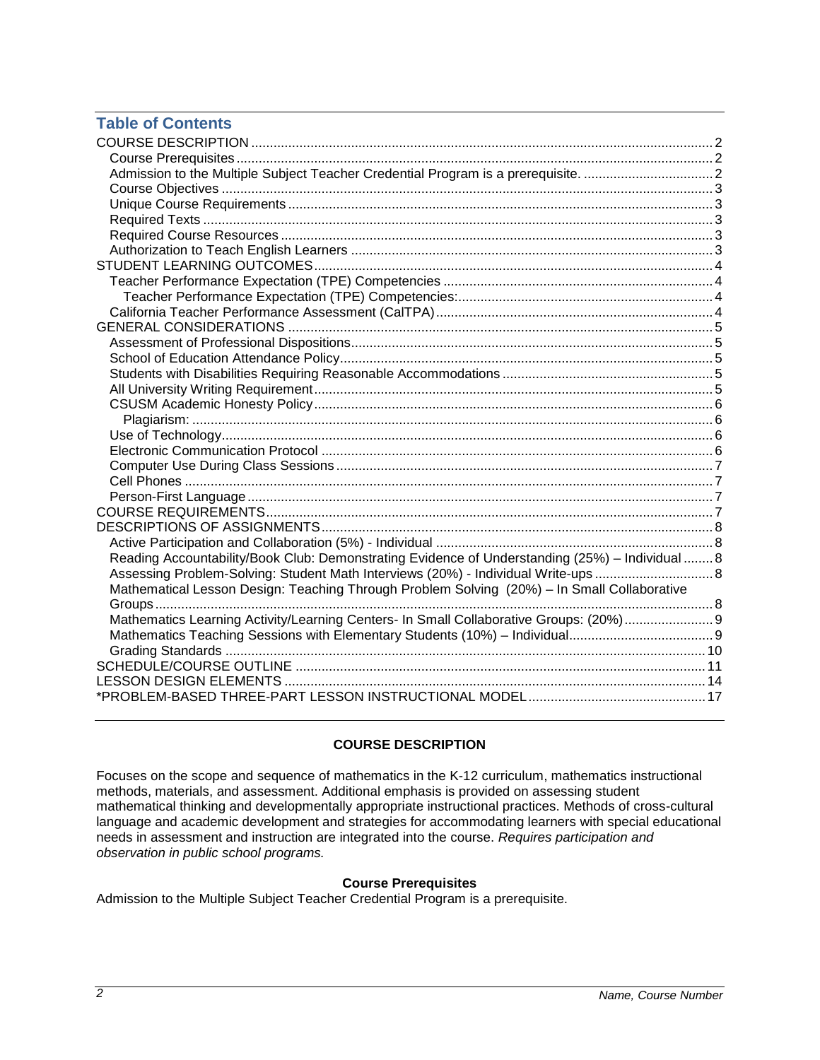## Table of Contents

COURSE DESCRIPTION ..... 2
- Course Prerequisites ..... 2
- Admission to the Multiple Subject Teacher Credential Program is a prerequisite. ..... 2
- Course Objectives ..... 3
- Unique Course Requirements ..... 3
- Required Texts ..... 3
- Required Course Resources ..... 3
- Authorization to Teach English Learners ..... 3

STUDENT LEARNING OUTCOMES ..... 4
- Teacher Performance Expectation (TPE) Competencies ..... 4
  - Teacher Performance Expectation (TPE) Competencies: ..... 4
- California Teacher Performance Assessment (CalTPA) ..... 4

GENERAL CONSIDERATIONS ..... 5
- Assessment of Professional Dispositions ..... 5
- School of Education Attendance Policy ..... 5
- Students with Disabilities Requiring Reasonable Accommodations ..... 5
- All University Writing Requirement ..... 5
- CSUSM Academic Honesty Policy ..... 6
  - Plagiarism: ..... 6
- Use of Technology ..... 6
- Electronic Communication Protocol ..... 6
- Computer Use During Class Sessions ..... 7
- Cell Phones ..... 7
- Person-First Language ..... 7

COURSE REQUIREMENTS ..... 7

DESCRIPTIONS OF ASSIGNMENTS ..... 8
- Active Participation and Collaboration (5%) - Individual ..... 8
- Reading Accountability/Book Club: Demonstrating Evidence of Understanding (25%) – Individual ..... 8
- Assessing Problem-Solving: Student Math Interviews (20%) - Individual Write-ups ..... 8
- Mathematical Lesson Design: Teaching Through Problem Solving (20%) – In Small Collaborative Groups ..... 8
- Mathematics Learning Activity/Learning Centers- In Small Collaborative Groups: (20%) ..... 9
- Mathematics Teaching Sessions with Elementary Students (10%) – Individual ..... 9
- Grading Standards ..... 10

SCHEDULE/COURSE OUTLINE ..... 11

LESSON DESIGN ELEMENTS ..... 14

*PROBLEM-BASED THREE-PART LESSON INSTRUCTIONAL MODEL ..... 17

## COURSE DESCRIPTION

Focuses on the scope and sequence of mathematics in the K-12 curriculum, mathematics instructional methods, materials, and assessment. Additional emphasis is provided on assessing student mathematical thinking and developmentally appropriate instructional practices. Methods of cross-cultural language and academic development and strategies for accommodating learners with special educational needs in assessment and instruction are integrated into the course. *Requires participation and observation in public school programs.*

### Course Prerequisites

Admission to the Multiple Subject Teacher Credential Program is a prerequisite.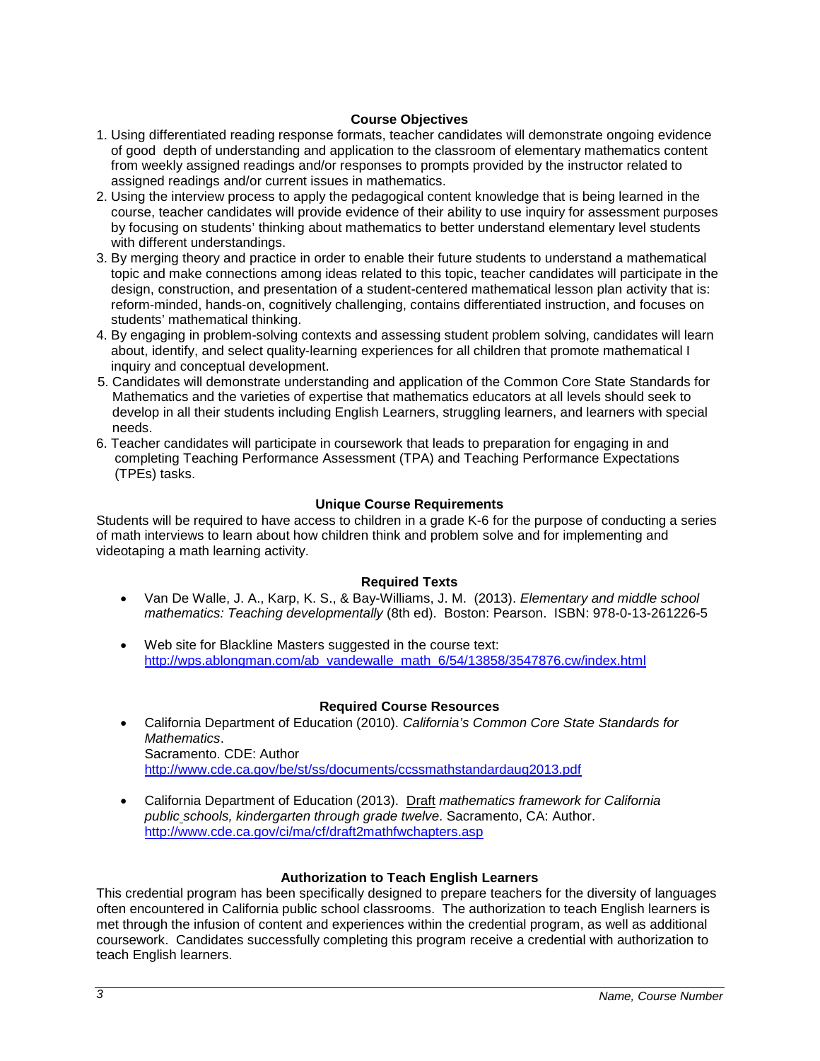## Course Objectives

1. Using differentiated reading response formats, teacher candidates will demonstrate ongoing evidence of good depth of understanding and application to the classroom of elementary mathematics content from weekly assigned readings and/or responses to prompts provided by the instructor related to assigned readings and/or current issues in mathematics.
2. Using the interview process to apply the pedagogical content knowledge that is being learned in the course, teacher candidates will provide evidence of their ability to use inquiry for assessment purposes by focusing on students' thinking about mathematics to better understand elementary level students with different understandings.
3. By merging theory and practice in order to enable their future students to understand a mathematical topic and make connections among ideas related to this topic, teacher candidates will participate in the design, construction, and presentation of a student-centered mathematical lesson plan activity that is: reform-minded, hands-on, cognitively challenging, contains differentiated instruction, and focuses on students' mathematical thinking.
4. By engaging in problem-solving contexts and assessing student problem solving, candidates will learn about, identify, and select quality-learning experiences for all children that promote mathematical I inquiry and conceptual development.
5. Candidates will demonstrate understanding and application of the Common Core State Standards for Mathematics and the varieties of expertise that mathematics educators at all levels should seek to develop in all their students including English Learners, struggling learners, and learners with special needs.
6. Teacher candidates will participate in coursework that leads to preparation for engaging in and completing Teaching Performance Assessment (TPA) and Teaching Performance Expectations (TPEs) tasks.

## Unique Course Requirements

Students will be required to have access to children in a grade K-6 for the purpose of conducting a series of math interviews to learn about how children think and problem solve and for implementing and videotaping a math learning activity.

## Required Texts

- Van De Walle, J. A., Karp, K. S., & Bay-Williams, J. M. (2013). *Elementary and middle school mathematics: Teaching developmentally* (8th ed). Boston: Pearson. ISBN: 978-0-13-261226-5
- Web site for Blackline Masters suggested in the course text: http://wps.ablongman.com/ab_vandewalle_math_6/54/13858/3547876.cw/index.html

## Required Course Resources

- California Department of Education (2010). *California's Common Core State Standards for Mathematics*. Sacramento. CDE: Author http://www.cde.ca.gov/be/st/ss/documents/ccssmathstandardaug2013.pdf
- California Department of Education (2013). Draft *mathematics framework for California public schools, kindergarten through grade twelve*. Sacramento, CA: Author. http://www.cde.ca.gov/ci/ma/cf/draft2mathfwchapters.asp

## Authorization to Teach English Learners

This credential program has been specifically designed to prepare teachers for the diversity of languages often encountered in California public school classrooms. The authorization to teach English learners is met through the infusion of content and experiences within the credential program, as well as additional coursework. Candidates successfully completing this program receive a credential with authorization to teach English learners.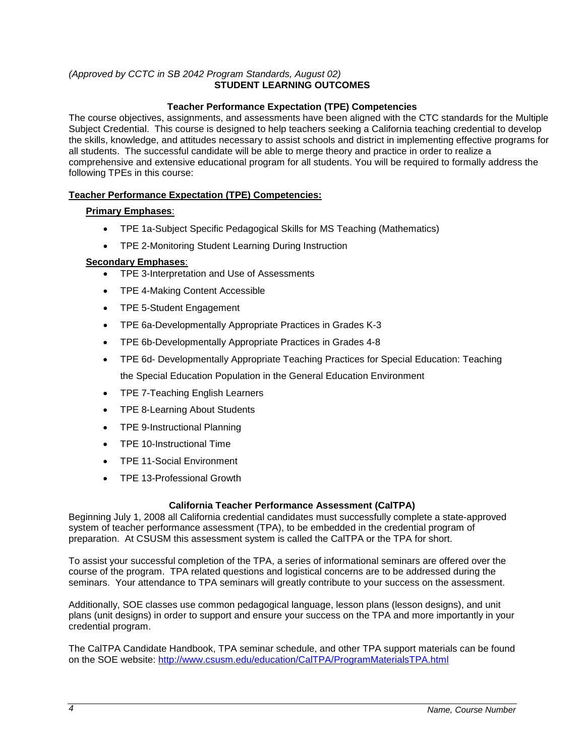*(Approved by CCTC in SB 2042 Program Standards, August 02)*

## STUDENT LEARNING OUTCOMES

### Teacher Performance Expectation (TPE) Competencies

The course objectives, assignments, and assessments have been aligned with the CTC standards for the Multiple Subject Credential. This course is designed to help teachers seeking a California teaching credential to develop the skills, knowledge, and attitudes necessary to assist schools and district in implementing effective programs for all students. The successful candidate will be able to merge theory and practice in order to realize a comprehensive and extensive educational program for all students. You will be required to formally address the following TPEs in this course:

**Teacher Performance Expectation (TPE) Competencies:**

**Primary Emphases**:

- TPE 1a-Subject Specific Pedagogical Skills for MS Teaching (Mathematics)
- TPE 2-Monitoring Student Learning During Instruction

**Secondary Emphases**:

- TPE 3-Interpretation and Use of Assessments
- TPE 4-Making Content Accessible
- TPE 5-Student Engagement
- TPE 6a-Developmentally Appropriate Practices in Grades K-3
- TPE 6b-Developmentally Appropriate Practices in Grades 4-8
- TPE 6d- Developmentally Appropriate Teaching Practices for Special Education: Teaching the Special Education Population in the General Education Environment
- TPE 7-Teaching English Learners
- TPE 8-Learning About Students
- TPE 9-Instructional Planning
- TPE 10-Instructional Time
- TPE 11-Social Environment
- TPE 13-Professional Growth

### California Teacher Performance Assessment (CalTPA)

Beginning July 1, 2008 all California credential candidates must successfully complete a state-approved system of teacher performance assessment (TPA), to be embedded in the credential program of preparation. At CSUSM this assessment system is called the CalTPA or the TPA for short.

To assist your successful completion of the TPA, a series of informational seminars are offered over the course of the program. TPA related questions and logistical concerns are to be addressed during the seminars. Your attendance to TPA seminars will greatly contribute to your success on the assessment.

Additionally, SOE classes use common pedagogical language, lesson plans (lesson designs), and unit plans (unit designs) in order to support and ensure your success on the TPA and more importantly in your credential program.

The CalTPA Candidate Handbook, TPA seminar schedule, and other TPA support materials can be found on the SOE website: http://www.csusm.edu/education/CalTPA/ProgramMaterialsTPA.html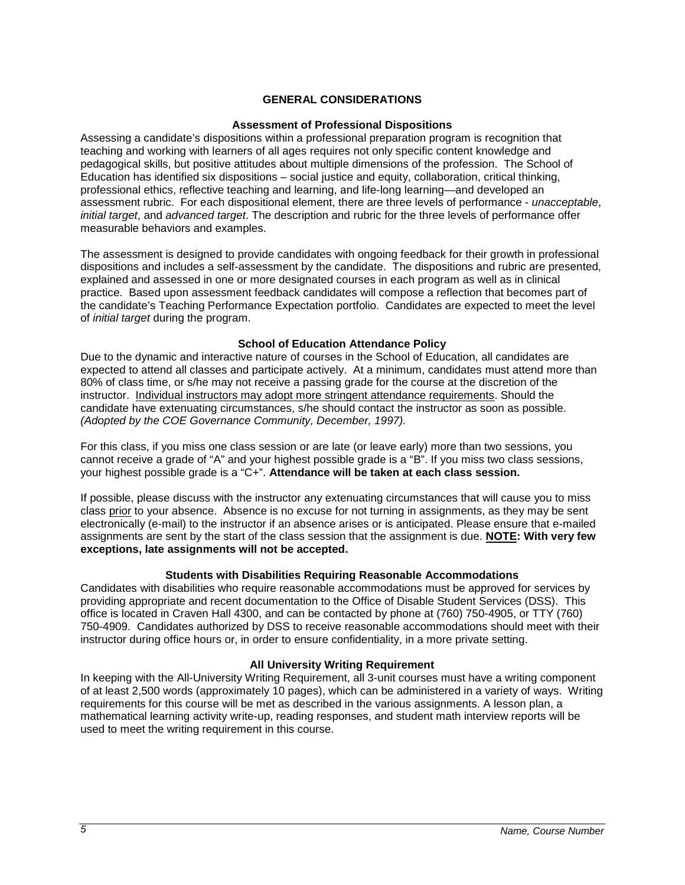## GENERAL CONSIDERATIONS

### Assessment of Professional Dispositions

Assessing a candidate's dispositions within a professional preparation program is recognition that teaching and working with learners of all ages requires not only specific content knowledge and pedagogical skills, but positive attitudes about multiple dimensions of the profession. The School of Education has identified six dispositions – social justice and equity, collaboration, critical thinking, professional ethics, reflective teaching and learning, and life-long learning—and developed an assessment rubric. For each dispositional element, there are three levels of performance - *unacceptable*, *initial target*, and *advanced target*. The description and rubric for the three levels of performance offer measurable behaviors and examples.

The assessment is designed to provide candidates with ongoing feedback for their growth in professional dispositions and includes a self-assessment by the candidate. The dispositions and rubric are presented, explained and assessed in one or more designated courses in each program as well as in clinical practice. Based upon assessment feedback candidates will compose a reflection that becomes part of the candidate's Teaching Performance Expectation portfolio. Candidates are expected to meet the level of *initial target* during the program.

### School of Education Attendance Policy

Due to the dynamic and interactive nature of courses in the School of Education, all candidates are expected to attend all classes and participate actively. At a minimum, candidates must attend more than 80% of class time, or s/he may not receive a passing grade for the course at the discretion of the instructor. <u>Individual instructors may adopt more stringent attendance requirements</u>. Should the candidate have extenuating circumstances, s/he should contact the instructor as soon as possible. *(Adopted by the COE Governance Community, December, 1997).*

For this class, if you miss one class session or are late (or leave early) more than two sessions, you cannot receive a grade of "A" and your highest possible grade is a "B". If you miss two class sessions, your highest possible grade is a "C+". **Attendance will be taken at each class session.**

If possible, please discuss with the instructor any extenuating circumstances that will cause you to miss class <u>prior</u> to your absence. Absence is no excuse for not turning in assignments, as they may be sent electronically (e-mail) to the instructor if an absence arises or is anticipated. Please ensure that e-mailed assignments are sent by the start of the class session that the assignment is due. **<u>NOTE</u>: With very few exceptions, late assignments will not be accepted.**

### Students with Disabilities Requiring Reasonable Accommodations

Candidates with disabilities who require reasonable accommodations must be approved for services by providing appropriate and recent documentation to the Office of Disable Student Services (DSS). This office is located in Craven Hall 4300, and can be contacted by phone at (760) 750-4905, or TTY (760) 750-4909. Candidates authorized by DSS to receive reasonable accommodations should meet with their instructor during office hours or, in order to ensure confidentiality, in a more private setting.

### All University Writing Requirement

In keeping with the All-University Writing Requirement, all 3-unit courses must have a writing component of at least 2,500 words (approximately 10 pages), which can be administered in a variety of ways. Writing requirements for this course will be met as described in the various assignments. A lesson plan, a mathematical learning activity write-up, reading responses, and student math interview reports will be used to meet the writing requirement in this course.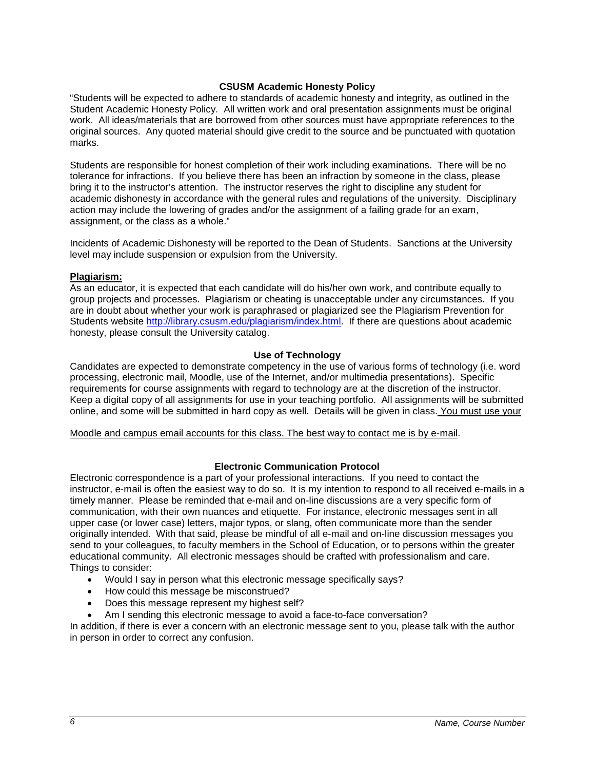### CSUSM Academic Honesty Policy

"Students will be expected to adhere to standards of academic honesty and integrity, as outlined in the Student Academic Honesty Policy. All written work and oral presentation assignments must be original work. All ideas/materials that are borrowed from other sources must have appropriate references to the original sources. Any quoted material should give credit to the source and be punctuated with quotation marks.

Students are responsible for honest completion of their work including examinations. There will be no tolerance for infractions. If you believe there has been an infraction by someone in the class, please bring it to the instructor's attention. The instructor reserves the right to discipline any student for academic dishonesty in accordance with the general rules and regulations of the university. Disciplinary action may include the lowering of grades and/or the assignment of a failing grade for an exam, assignment, or the class as a whole."

Incidents of Academic Dishonesty will be reported to the Dean of Students. Sanctions at the University level may include suspension or expulsion from the University.

**Plagiarism:**

As an educator, it is expected that each candidate will do his/her own work, and contribute equally to group projects and processes. Plagiarism or cheating is unacceptable under any circumstances. If you are in doubt about whether your work is paraphrased or plagiarized see the Plagiarism Prevention for Students website http://library.csusm.edu/plagiarism/index.html. If there are questions about academic honesty, please consult the University catalog.

### Use of Technology

Candidates are expected to demonstrate competency in the use of various forms of technology (i.e. word processing, electronic mail, Moodle, use of the Internet, and/or multimedia presentations). Specific requirements for course assignments with regard to technology are at the discretion of the instructor. Keep a digital copy of all assignments for use in your teaching portfolio. All assignments will be submitted online, and some will be submitted in hard copy as well. Details will be given in class. You must use your Moodle and campus email accounts for this class. The best way to contact me is by e-mail.

### Electronic Communication Protocol

Electronic correspondence is a part of your professional interactions. If you need to contact the instructor, e-mail is often the easiest way to do so. It is my intention to respond to all received e-mails in a timely manner. Please be reminded that e-mail and on-line discussions are a very specific form of communication, with their own nuances and etiquette. For instance, electronic messages sent in all upper case (or lower case) letters, major typos, or slang, often communicate more than the sender originally intended. With that said, please be mindful of all e-mail and on-line discussion messages you send to your colleagues, to faculty members in the School of Education, or to persons within the greater educational community. All electronic messages should be crafted with professionalism and care. Things to consider:

- Would I say in person what this electronic message specifically says?
- How could this message be misconstrued?
- Does this message represent my highest self?
- Am I sending this electronic message to avoid a face-to-face conversation?

In addition, if there is ever a concern with an electronic message sent to you, please talk with the author in person in order to correct any confusion.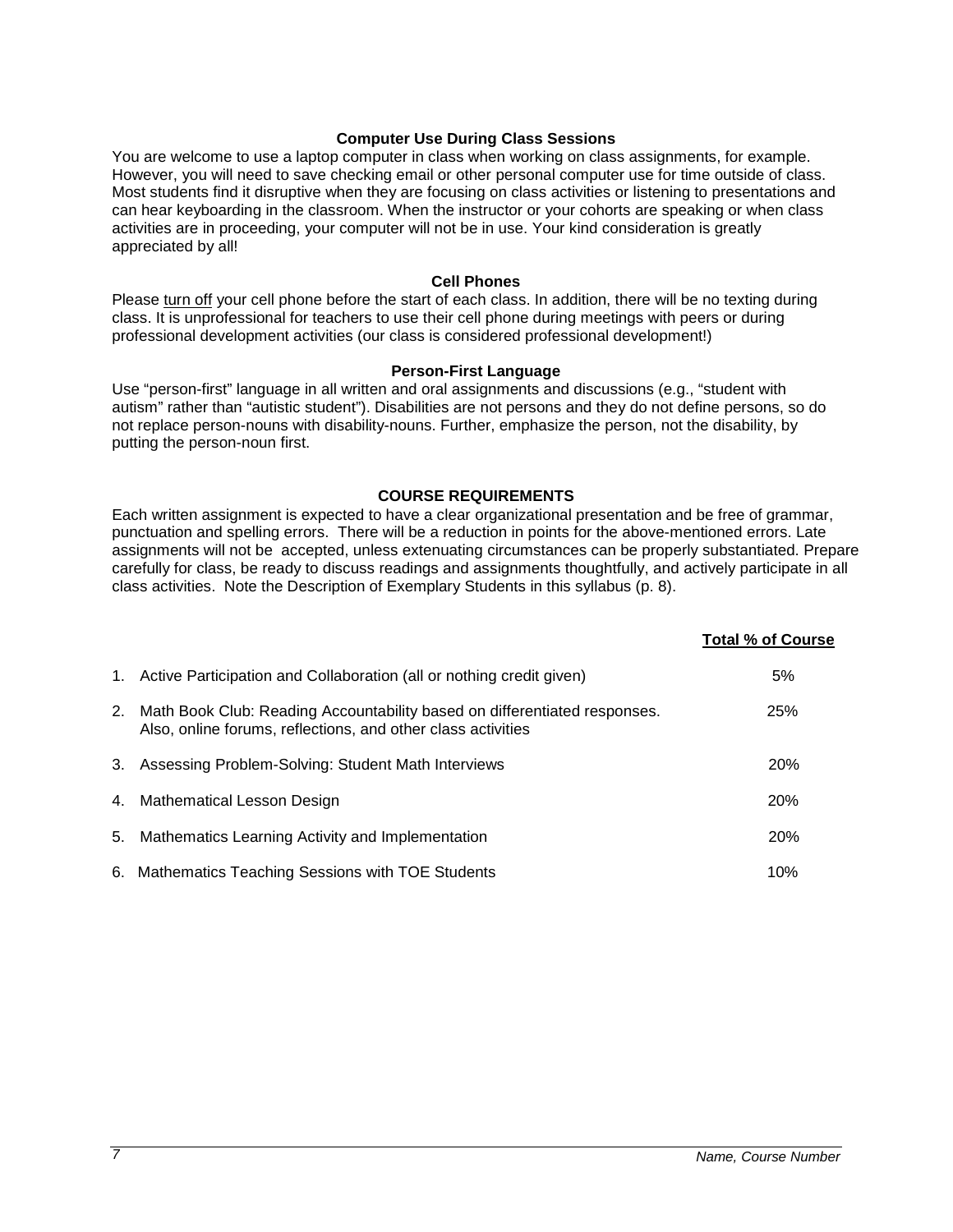### Computer Use During Class Sessions

You are welcome to use a laptop computer in class when working on class assignments, for example. However, you will need to save checking email or other personal computer use for time outside of class. Most students find it disruptive when they are focusing on class activities or listening to presentations and can hear keyboarding in the classroom. When the instructor or your cohorts are speaking or when class activities are in proceeding, your computer will not be in use. Your kind consideration is greatly appreciated by all!

### Cell Phones

Please turn off your cell phone before the start of each class. In addition, there will be no texting during class. It is unprofessional for teachers to use their cell phone during meetings with peers or during professional development activities (our class is considered professional development!)

### Person-First Language

Use "person-first" language in all written and oral assignments and discussions (e.g., "student with autism" rather than "autistic student"). Disabilities are not persons and they do not define persons, so do not replace person-nouns with disability-nouns. Further, emphasize the person, not the disability, by putting the person-noun first.

## COURSE REQUIREMENTS

Each written assignment is expected to have a clear organizational presentation and be free of grammar, punctuation and spelling errors. There will be a reduction in points for the above-mentioned errors. Late assignments will not be accepted, unless extenuating circumstances can be properly substantiated. Prepare carefully for class, be ready to discuss readings and assignments thoughtfully, and actively participate in all class activities. Note the Description of Exemplary Students in this syllabus (p. 8).

| | Total % of Course |
|---|---|
| 1. Active Participation and Collaboration (all or nothing credit given) | 5% |
| 2. Math Book Club: Reading Accountability based on differentiated responses. Also, online forums, reflections, and other class activities | 25% |
| 3. Assessing Problem-Solving: Student Math Interviews | 20% |
| 4. Mathematical Lesson Design | 20% |
| 5. Mathematics Learning Activity and Implementation | 20% |
| 6. Mathematics Teaching Sessions with TOE Students | 10% |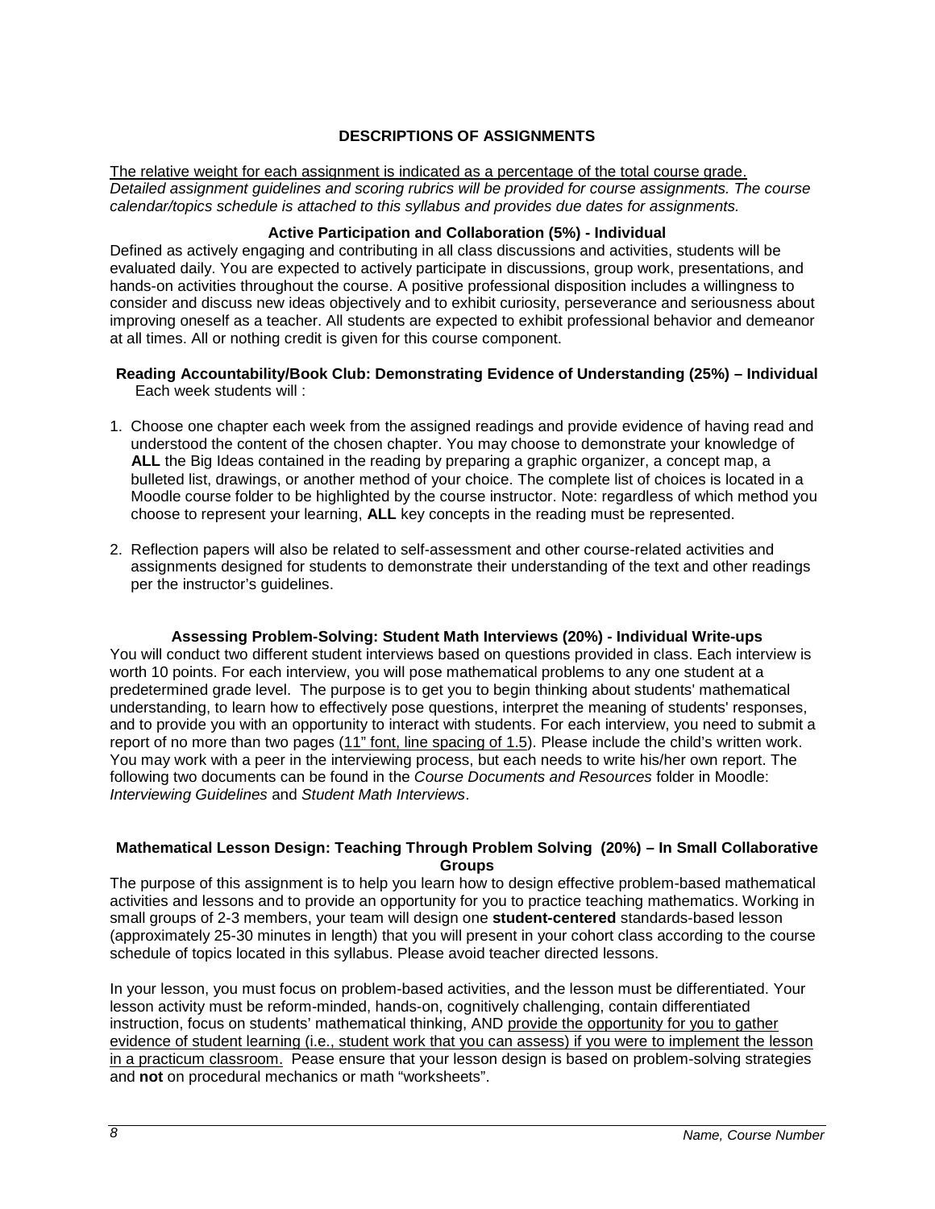## DESCRIPTIONS OF ASSIGNMENTS

The relative weight for each assignment is indicated as a percentage of the total course grade. *Detailed assignment guidelines and scoring rubrics will be provided for course assignments. The course calendar/topics schedule is attached to this syllabus and provides due dates for assignments.*

### Active Participation and Collaboration (5%) - Individual

Defined as actively engaging and contributing in all class discussions and activities, students will be evaluated daily. You are expected to actively participate in discussions, group work, presentations, and hands-on activities throughout the course. A positive professional disposition includes a willingness to consider and discuss new ideas objectively and to exhibit curiosity, perseverance and seriousness about improving oneself as a teacher. All students are expected to exhibit professional behavior and demeanor at all times. All or nothing credit is given for this course component.

### Reading Accountability/Book Club: Demonstrating Evidence of Understanding (25%) – Individual

Each week students will :

1. Choose one chapter each week from the assigned readings and provide evidence of having read and understood the content of the chosen chapter. You may choose to demonstrate your knowledge of **ALL** the Big Ideas contained in the reading by preparing a graphic organizer, a concept map, a bulleted list, drawings, or another method of your choice. The complete list of choices is located in a Moodle course folder to be highlighted by the course instructor. Note: regardless of which method you choose to represent your learning, **ALL** key concepts in the reading must be represented.
2. Reflection papers will also be related to self-assessment and other course-related activities and assignments designed for students to demonstrate their understanding of the text and other readings per the instructor's guidelines.

### Assessing Problem-Solving: Student Math Interviews (20%) - Individual Write-ups

You will conduct two different student interviews based on questions provided in class. Each interview is worth 10 points. For each interview, you will pose mathematical problems to any one student at a predetermined grade level. The purpose is to get you to begin thinking about students' mathematical understanding, to learn how to effectively pose questions, interpret the meaning of students' responses, and to provide you with an opportunity to interact with students. For each interview, you need to submit a report of no more than two pages (11" font, line spacing of 1.5). Please include the child's written work. You may work with a peer in the interviewing process, but each needs to write his/her own report. The following two documents can be found in the *Course Documents and Resources* folder in Moodle: *Interviewing Guidelines* and *Student Math Interviews*.

### Mathematical Lesson Design: Teaching Through Problem Solving (20%) – In Small Collaborative Groups

The purpose of this assignment is to help you learn how to design effective problem-based mathematical activities and lessons and to provide an opportunity for you to practice teaching mathematics. Working in small groups of 2-3 members, your team will design one **student-centered** standards-based lesson (approximately 25-30 minutes in length) that you will present in your cohort class according to the course schedule of topics located in this syllabus. Please avoid teacher directed lessons.

In your lesson, you must focus on problem-based activities, and the lesson must be differentiated. Your lesson activity must be reform-minded, hands-on, cognitively challenging, contain differentiated instruction, focus on students' mathematical thinking, AND provide the opportunity for you to gather evidence of student learning (i.e., student work that you can assess) if you were to implement the lesson in a practicum classroom. Pease ensure that your lesson design is based on problem-solving strategies and **not** on procedural mechanics or math "worksheets".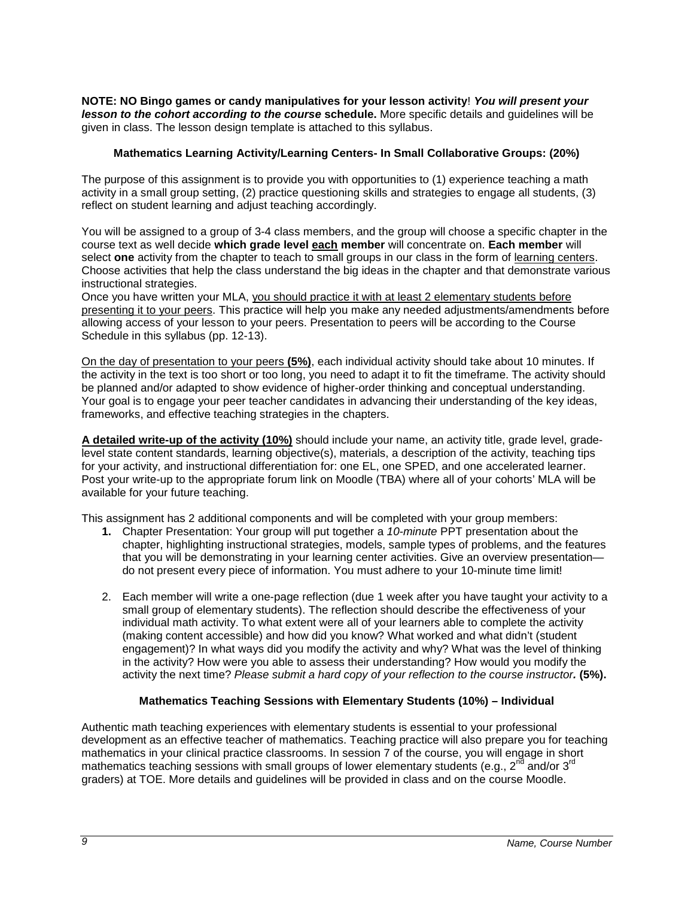**NOTE: NO Bingo games or candy manipulatives for your lesson activity**! ***You will present your lesson to the cohort according to the course*** **schedule.** More specific details and guidelines will be given in class. The lesson design template is attached to this syllabus.

### Mathematics Learning Activity/Learning Centers- In Small Collaborative Groups: (20%)

The purpose of this assignment is to provide you with opportunities to (1) experience teaching a math activity in a small group setting, (2) practice questioning skills and strategies to engage all students, (3) reflect on student learning and adjust teaching accordingly.

You will be assigned to a group of 3-4 class members, and the group will choose a specific chapter in the course text as well decide **which grade level each member** will concentrate on. **Each member** will select **one** activity from the chapter to teach to small groups in our class in the form of learning centers. Choose activities that help the class understand the big ideas in the chapter and that demonstrate various instructional strategies.
Once you have written your MLA, you should practice it with at least 2 elementary students before presenting it to your peers. This practice will help you make any needed adjustments/amendments before allowing access of your lesson to your peers. Presentation to peers will be according to the Course Schedule in this syllabus (pp. 12-13).

On the day of presentation to your peers **(5%)**, each individual activity should take about 10 minutes. If the activity in the text is too short or too long, you need to adapt it to fit the timeframe. The activity should be planned and/or adapted to show evidence of higher-order thinking and conceptual understanding. Your goal is to engage your peer teacher candidates in advancing their understanding of the key ideas, frameworks, and effective teaching strategies in the chapters.

**A detailed write-up of the activity (10%)** should include your name, an activity title, grade level, grade-level state content standards, learning objective(s), materials, a description of the activity, teaching tips for your activity, and instructional differentiation for: one EL, one SPED, and one accelerated learner. Post your write-up to the appropriate forum link on Moodle (TBA) where all of your cohorts' MLA will be available for your future teaching.

This assignment has 2 additional components and will be completed with your group members:

1. Chapter Presentation: Your group will put together a *10-minute* PPT presentation about the chapter, highlighting instructional strategies, models, sample types of problems, and the features that you will be demonstrating in your learning center activities. Give an overview presentation—do not present every piece of information. You must adhere to your 10-minute time limit!
2. Each member will write a one-page reflection (due 1 week after you have taught your activity to a small group of elementary students). The reflection should describe the effectiveness of your individual math activity. To what extent were all of your learners able to complete the activity (making content accessible) and how did you know? What worked and what didn't (student engagement)? In what ways did you modify the activity and why? What was the level of thinking in the activity? How were you able to assess their understanding? How would you modify the activity the next time? *Please submit a hard copy of your reflection to the course instructor.* **(5%).**

### Mathematics Teaching Sessions with Elementary Students (10%) – Individual

Authentic math teaching experiences with elementary students is essential to your professional development as an effective teacher of mathematics. Teaching practice will also prepare you for teaching mathematics in your clinical practice classrooms. In session 7 of the course, you will engage in short mathematics teaching sessions with small groups of lower elementary students (e.g., 2nd and/or 3rd graders) at TOE. More details and guidelines will be provided in class and on the course Moodle.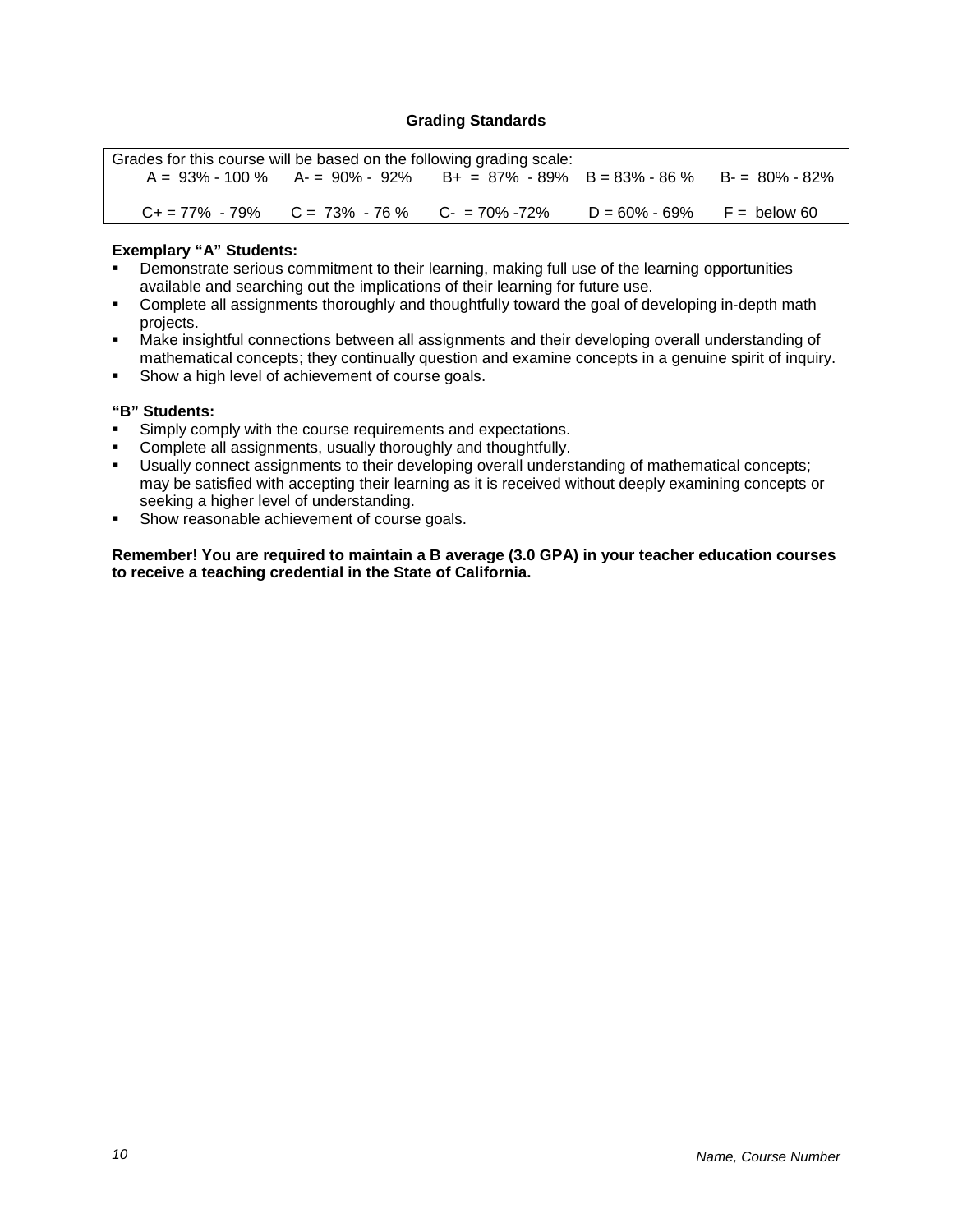## Grading Standards

Grades for this course will be based on the following grading scale:

| | | | | |
|---|---|---|---|---|
| A = 93% - 100 % | A- = 90% - 92% | B+ = 87% - 89% | B = 83% - 86 % | B- = 80% - 82% |
| C+ = 77% - 79% | C = 73% - 76 % | C- = 70% -72% | D = 60% - 69% | F = below 60 |

**Exemplary "A" Students:**

- Demonstrate serious commitment to their learning, making full use of the learning opportunities available and searching out the implications of their learning for future use.
- Complete all assignments thoroughly and thoughtfully toward the goal of developing in-depth math projects.
- Make insightful connections between all assignments and their developing overall understanding of mathematical concepts; they continually question and examine concepts in a genuine spirit of inquiry.
- Show a high level of achievement of course goals.

**"B" Students:**

- Simply comply with the course requirements and expectations.
- Complete all assignments, usually thoroughly and thoughtfully.
- Usually connect assignments to their developing overall understanding of mathematical concepts; may be satisfied with accepting their learning as it is received without deeply examining concepts or seeking a higher level of understanding.
- Show reasonable achievement of course goals.

**Remember! You are required to maintain a B average (3.0 GPA) in your teacher education courses to receive a teaching credential in the State of California.**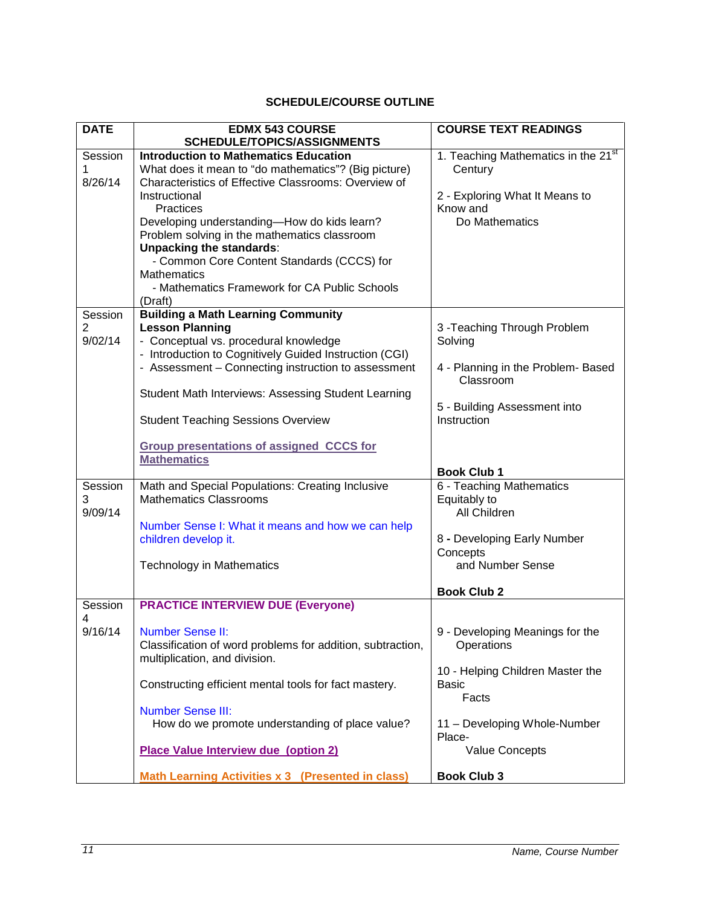## SCHEDULE/COURSE OUTLINE

| DATE | EDMX 543 COURSE SCHEDULE/TOPICS/ASSIGNMENTS | COURSE TEXT READINGS |
|---|---|---|
| Session 1 8/26/14 | **Introduction to Mathematics Education**<br>What does it mean to "do mathematics"? (Big picture)<br>Characteristics of Effective Classrooms: Overview of Instructional Practices<br>Developing understanding—How do kids learn?<br>Problem solving in the mathematics classroom<br>**Unpacking the standards**:<br>- Common Core Content Standards (CCCS) for Mathematics<br>- Mathematics Framework for CA Public Schools (Draft) | 1. Teaching Mathematics in the 21st Century<br><br>2 - Exploring What It Means to Know and Do Mathematics |
| Session 2 9/02/14 | **Building a Math Learning Community**<br>**Lesson Planning**<br>- Conceptual vs. procedural knowledge<br>- Introduction to Cognitively Guided Instruction (CGI)<br>- Assessment – Connecting instruction to assessment<br><br>Student Math Interviews: Assessing Student Learning<br><br>Student Teaching Sessions Overview<br><br>**Group presentations of assigned CCCS for Mathematics** | 3 -Teaching Through Problem Solving<br><br>4 - Planning in the Problem- Based Classroom<br><br>5 - Building Assessment into Instruction<br><br>**Book Club 1** |
| Session 3 9/09/14 | Math and Special Populations: Creating Inclusive Mathematics Classrooms<br><br>Number Sense I: What it means and how we can help children develop it.<br><br>Technology in Mathematics | 6 - Teaching Mathematics Equitably to All Children<br><br>8 - Developing Early Number Concepts and Number Sense<br><br>**Book Club 2** |
| Session 4 9/16/14 | **PRACTICE INTERVIEW DUE (Everyone)**<br><br>Number Sense II:<br>Classification of word problems for addition, subtraction, multiplication, and division.<br><br>Constructing efficient mental tools for fact mastery.<br><br>Number Sense III:<br>How do we promote understanding of place value?<br><br>**Place Value Interview due (option 2)**<br><br>**Math Learning Activities x 3 (Presented in class)** | 9 - Developing Meanings for the Operations<br><br>10 - Helping Children Master the Basic Facts<br><br>11 – Developing Whole-Number Place-Value Concepts<br><br>**Book Club 3** |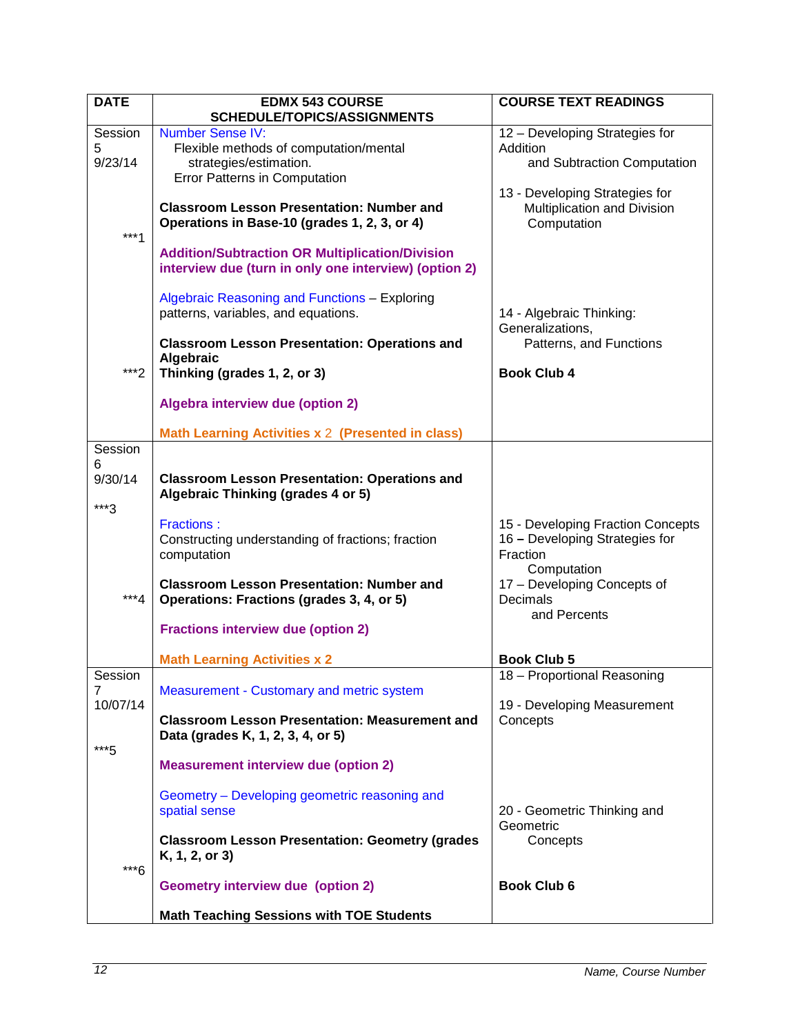| DATE | EDMX 543 COURSE SCHEDULE/TOPICS/ASSIGNMENTS | COURSE TEXT READINGS |
|---|---|---|
| Session 5 9/23/14<br><br>***1<br><br><br><br><br>***2 | Number Sense IV:<br>Flexible methods of computation/mental strategies/estimation.<br>Error Patterns in Computation<br><br>**Classroom Lesson Presentation: Number and Operations in Base-10 (grades 1, 2, 3, or 4)**<br><br>**Addition/Subtraction OR Multiplication/Division interview due (turn in only one interview) (option 2)**<br><br>Algebraic Reasoning and Functions – Exploring patterns, variables, and equations.<br><br>**Classroom Lesson Presentation: Operations and Algebraic Thinking (grades 1, 2, or 3)**<br><br>**Algebra interview due (option 2)**<br><br>**Math Learning Activities x** 2 **(Presented in class)** | 12 – Developing Strategies for Addition and Subtraction Computation<br><br>13 - Developing Strategies for Multiplication and Division Computation<br><br>14 - Algebraic Thinking: Generalizations, Patterns, and Functions<br><br>**Book Club 4** |
| Session 6 9/30/14<br><br>***3<br><br><br>***4 | **Classroom Lesson Presentation: Operations and Algebraic Thinking (grades 4 or 5)**<br><br>Fractions :<br>Constructing understanding of fractions; fraction computation<br><br>**Classroom Lesson Presentation: Number and Operations: Fractions (grades 3, 4, or 5)**<br><br>**Fractions interview due (option 2)**<br><br>**Math Learning Activities x 2** | 15 - Developing Fraction Concepts<br>16 **–** Developing Strategies for Fraction Computation<br>17 – Developing Concepts of Decimals and Percents<br><br>**Book Club 5** |
| Session 7 10/07/14<br><br>***5<br><br><br>***6 | Measurement - Customary and metric system<br><br>**Classroom Lesson Presentation: Measurement and Data (grades K, 1, 2, 3, 4, or 5)**<br><br>**Measurement interview due (option 2)**<br><br>Geometry – Developing geometric reasoning and spatial sense<br><br>**Classroom Lesson Presentation: Geometry (grades K, 1, 2, or 3)**<br><br>**Geometry interview due (option 2)**<br><br>**Math Teaching Sessions with TOE Students** | 18 – Proportional Reasoning<br><br>19 - Developing Measurement Concepts<br><br>20 - Geometric Thinking and Geometric Concepts<br><br>**Book Club 6** |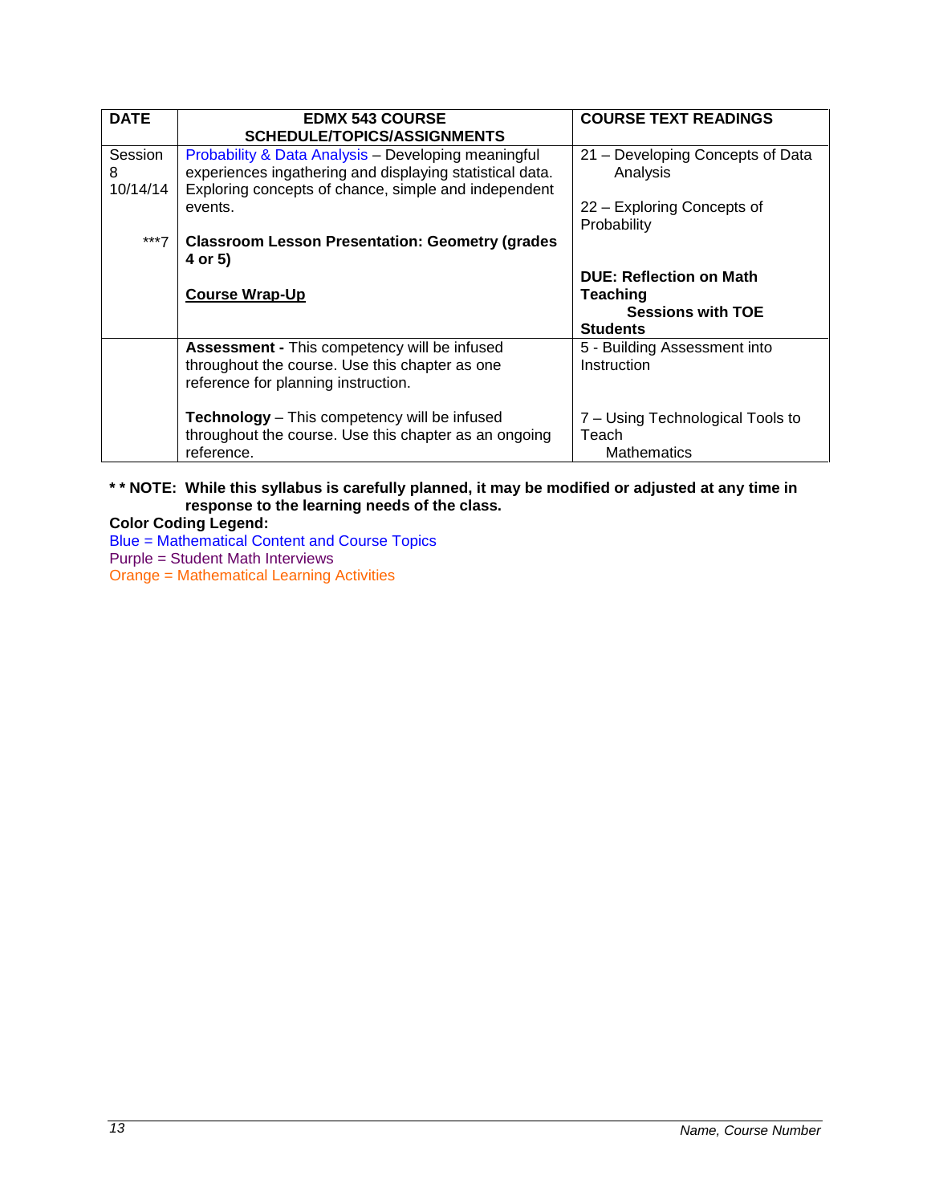| DATE | EDMX 543 COURSE SCHEDULE/TOPICS/ASSIGNMENTS | COURSE TEXT READINGS |
| --- | --- | --- |
| Session 8 10/14/14<br><br>***7 | Probability & Data Analysis – Developing meaningful experiences ingathering and displaying statistical data. Exploring concepts of chance, simple and independent events.<br><br>**Classroom Lesson Presentation: Geometry (grades 4 or 5)**<br><br>**Course Wrap-Up** | 21 – Developing Concepts of Data Analysis<br><br>22 – Exploring Concepts of Probability<br><br>**DUE: Reflection on Math Teaching Sessions with TOE Students** |
| | **Assessment -** This competency will be infused throughout the course. Use this chapter as one reference for planning instruction.<br><br>**Technology** – This competency will be infused throughout the course. Use this chapter as an ongoing reference. | 5 - Building Assessment into Instruction<br><br>7 – Using Technological Tools to Teach Mathematics |

**\* \* NOTE: While this syllabus is carefully planned, it may be modified or adjusted at any time in response to the learning needs of the class.**

**Color Coding Legend:**

Blue = Mathematical Content and Course Topics

Purple = Student Math Interviews

Orange = Mathematical Learning Activities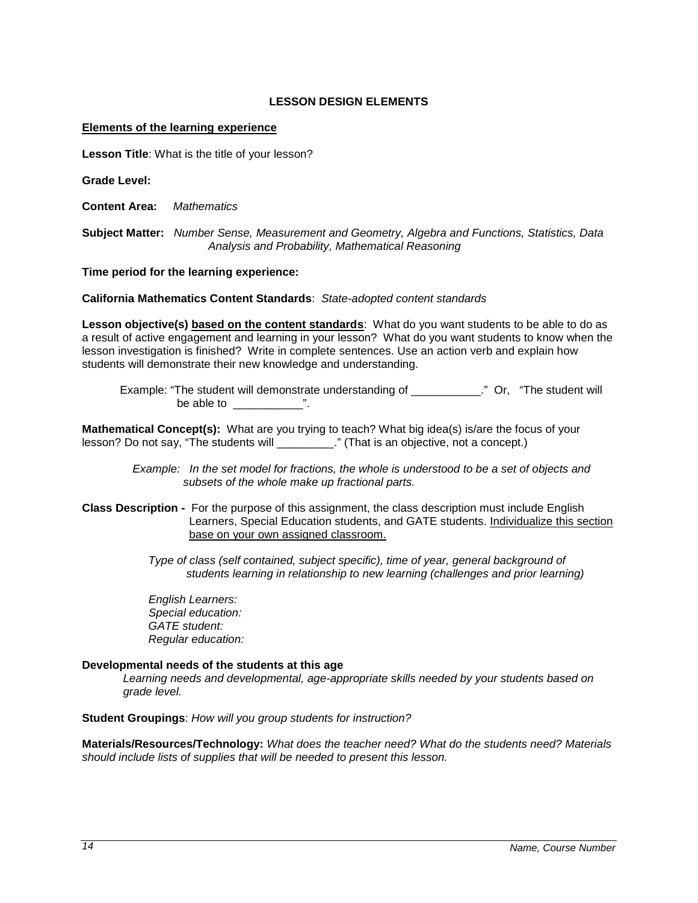## LESSON DESIGN ELEMENTS

**Elements of the learning experience**

**Lesson Title**: What is the title of your lesson?

**Grade Level:**

**Content Area:** *Mathematics*

**Subject Matter:** *Number Sense, Measurement and Geometry, Algebra and Functions, Statistics, Data Analysis and Probability, Mathematical Reasoning*

**Time period for the learning experience:**

**California Mathematics Content Standards**: *State-adopted content standards*

**Lesson objective(s) based on the content standards**: What do you want students to be able to do as a result of active engagement and learning in your lesson? What do you want students to know when the lesson investigation is finished? Write in complete sentences. Use an action verb and explain how students will demonstrate their new knowledge and understanding.

Example: "The student will demonstrate understanding of ___________." Or, "The student will be able to ___________".

**Mathematical Concept(s):** What are you trying to teach? What big idea(s) is/are the focus of your lesson? Do not say, "The students will _________." (That is an objective, not a concept.)

*Example: In the set model for fractions, the whole is understood to be a set of objects and subsets of the whole make up fractional parts.*

**Class Description -** For the purpose of this assignment, the class description must include English Learners, Special Education students, and GATE students. Individualize this section base on your own assigned classroom.

*Type of class (self contained, subject specific), time of year, general background of students learning in relationship to new learning (challenges and prior learning)*

*English Learners:*
*Special education:*
*GATE student:*
*Regular education:*

**Developmental needs of the students at this age**

*Learning needs and developmental, age-appropriate skills needed by your students based on grade level.*

**Student Groupings**: *How will you group students for instruction?*

**Materials/Resources/Technology:** *What does the teacher need? What do the students need? Materials should include lists of supplies that will be needed to present this lesson.*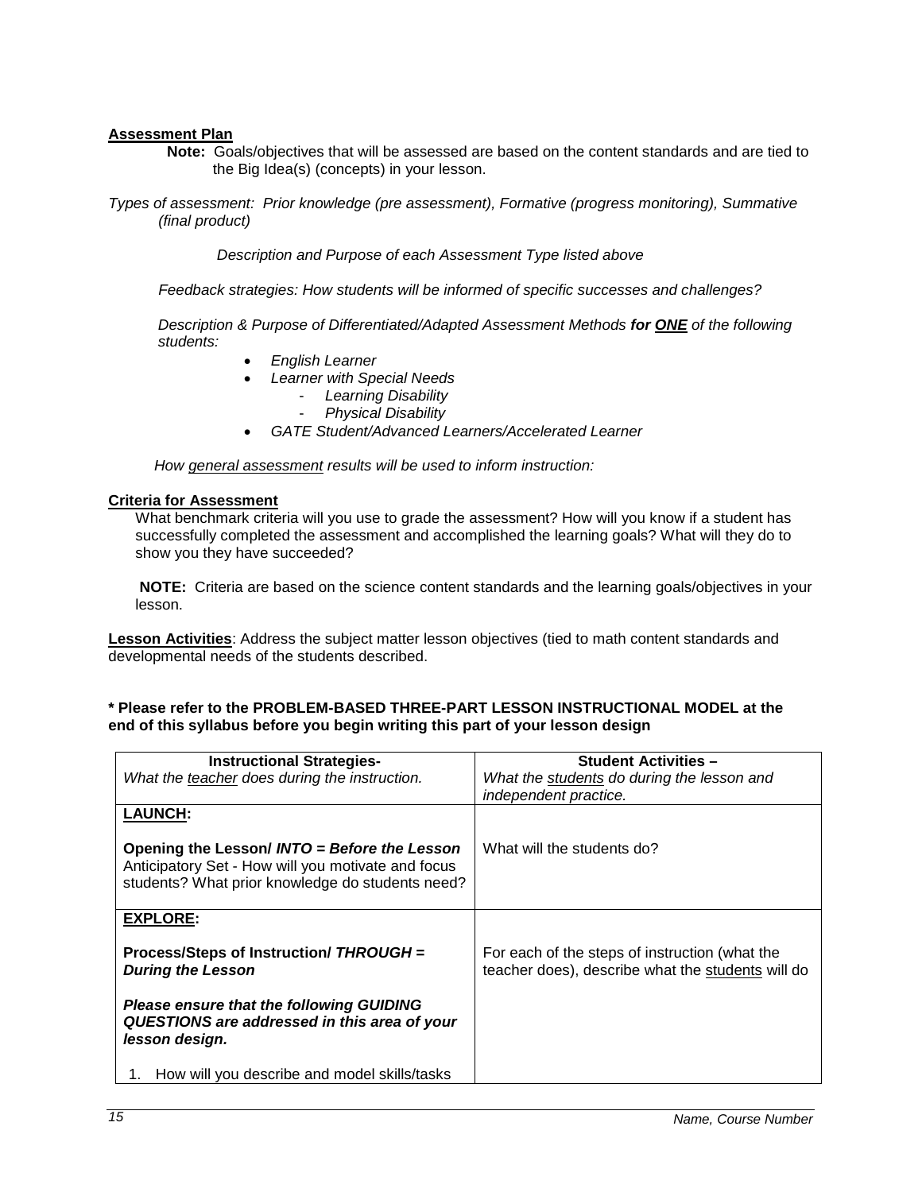**Assessment Plan**

**Note:** Goals/objectives that will be assessed are based on the content standards and are tied to the Big Idea(s) (concepts) in your lesson.

*Types of assessment: Prior knowledge (pre assessment), Formative (progress monitoring), Summative (final product)*

*Description and Purpose of each Assessment Type listed above*

*Feedback strategies: How students will be informed of specific successes and challenges?*

*Description & Purpose of Differentiated/Adapted Assessment Methods **for ONE** of the following students:*

- *English Learner*
- *Learner with Special Needs*
    - *Learning Disability*
    - *Physical Disability*
- *GATE Student/Advanced Learners/Accelerated Learner*

*How general assessment results will be used to inform instruction:*

**Criteria for Assessment**

What benchmark criteria will you use to grade the assessment? How will you know if a student has successfully completed the assessment and accomplished the learning goals? What will they do to show you they have succeeded?

**NOTE:** Criteria are based on the science content standards and the learning goals/objectives in your lesson.

**Lesson Activities**: Address the subject matter lesson objectives (tied to math content standards and developmental needs of the students described.

**\* Please refer to the PROBLEM-BASED THREE-PART LESSON INSTRUCTIONAL MODEL at the end of this syllabus before you begin writing this part of your lesson design**

| **Instructional Strategies-**<br>*What the teacher does during the instruction.* | **Student Activities –**<br>*What the students do during the lesson and independent practice.* |
|---|---|
| **LAUNCH:**<br><br>**Opening the Lesson/ *INTO = Before the Lesson***<br>Anticipatory Set - How will you motivate and focus students? What prior knowledge do students need? | What will the students do? |
| **EXPLORE:**<br><br>**Process/Steps of Instruction/ *THROUGH = During the Lesson***<br><br>***Please ensure that the following GUIDING QUESTIONS are addressed in this area of your lesson design.***<br><br>1. How will you describe and model skills/tasks | For each of the steps of instruction (what the teacher does), describe what the students will do |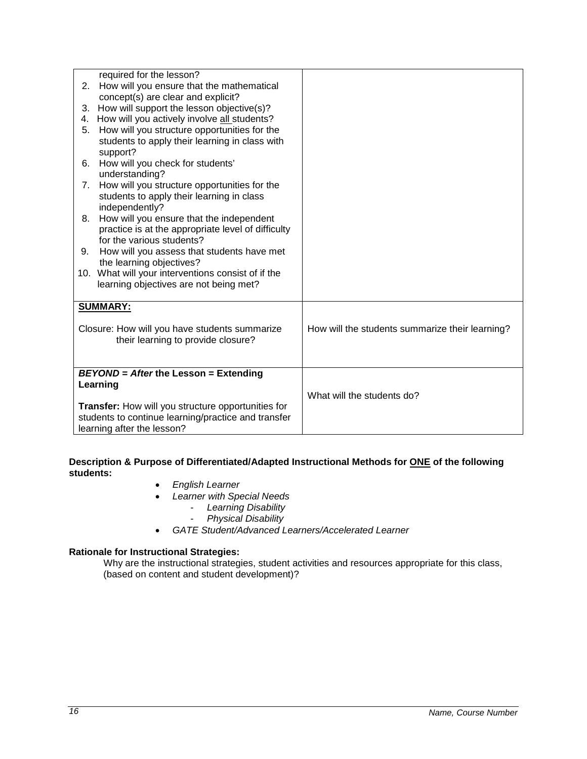| | |
|---|---|
| required for the lesson?<br>2. How will you ensure that the mathematical concept(s) are clear and explicit?<br>3. How will support the lesson objective(s)?<br>4. How will you actively involve <u>all</u> students?<br>5. How will you structure opportunities for the students to apply their learning in class with support?<br>6. How will you check for students' understanding?<br>7. How will you structure opportunities for the students to apply their learning in class independently?<br>8. How will you ensure that the independent practice is at the appropriate level of difficulty for the various students?<br>9. How will you assess that students have met the learning objectives?<br>10. What will your interventions consist of if the learning objectives are not being met? | |
| **<u>SUMMARY:</u>**<br><br>Closure: How will you have students summarize their learning to provide closure? | How will the students summarize their learning? |
| ***BEYOND* = *After* the Lesson = Extending Learning**<br><br>**Transfer:** How will you structure opportunities for students to continue learning/practice and transfer learning after the lesson? | What will the students do? |

**Description & Purpose of Differentiated/Adapted Instructional Methods for <u>ONE</u> of the following students:**

- *English Learner*
- *Learner with Special Needs*
    - *Learning Disability*
    - *Physical Disability*
- *GATE Student/Advanced Learners/Accelerated Learner*

**Rationale for Instructional Strategies:**

Why are the instructional strategies, student activities and resources appropriate for this class, (based on content and student development)?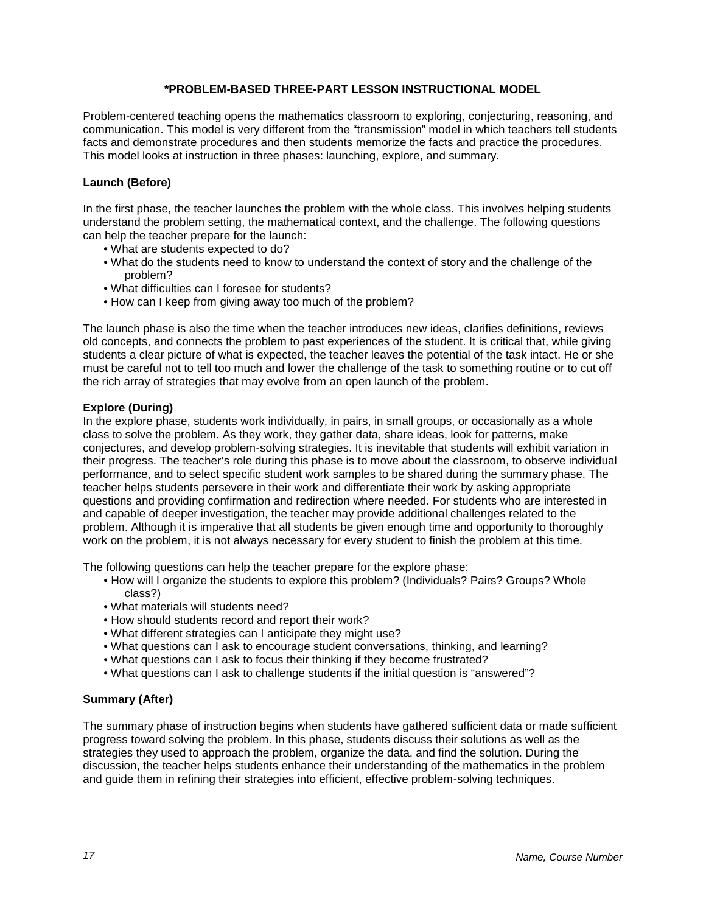## *PROBLEM-BASED THREE-PART LESSON INSTRUCTIONAL MODEL

Problem-centered teaching opens the mathematics classroom to exploring, conjecturing, reasoning, and communication. This model is very different from the "transmission" model in which teachers tell students facts and demonstrate procedures and then students memorize the facts and practice the procedures. This model looks at instruction in three phases: launching, explore, and summary.

### Launch (Before)

In the first phase, the teacher launches the problem with the whole class. This involves helping students understand the problem setting, the mathematical context, and the challenge. The following questions can help the teacher prepare for the launch:

- What are students expected to do?
- What do the students need to know to understand the context of story and the challenge of the problem?
- What difficulties can I foresee for students?
- How can I keep from giving away too much of the problem?

The launch phase is also the time when the teacher introduces new ideas, clarifies definitions, reviews old concepts, and connects the problem to past experiences of the student. It is critical that, while giving students a clear picture of what is expected, the teacher leaves the potential of the task intact. He or she must be careful not to tell too much and lower the challenge of the task to something routine or to cut off the rich array of strategies that may evolve from an open launch of the problem.

### Explore (During)

In the explore phase, students work individually, in pairs, in small groups, or occasionally as a whole class to solve the problem. As they work, they gather data, share ideas, look for patterns, make conjectures, and develop problem-solving strategies. It is inevitable that students will exhibit variation in their progress. The teacher's role during this phase is to move about the classroom, to observe individual performance, and to select specific student work samples to be shared during the summary phase. The teacher helps students persevere in their work and differentiate their work by asking appropriate questions and providing confirmation and redirection where needed. For students who are interested in and capable of deeper investigation, the teacher may provide additional challenges related to the problem. Although it is imperative that all students be given enough time and opportunity to thoroughly work on the problem, it is not always necessary for every student to finish the problem at this time.

The following questions can help the teacher prepare for the explore phase:

- How will I organize the students to explore this problem? (Individuals? Pairs? Groups? Whole class?)
- What materials will students need?
- How should students record and report their work?
- What different strategies can I anticipate they might use?
- What questions can I ask to encourage student conversations, thinking, and learning?
- What questions can I ask to focus their thinking if they become frustrated?
- What questions can I ask to challenge students if the initial question is "answered"?

### Summary (After)

The summary phase of instruction begins when students have gathered sufficient data or made sufficient progress toward solving the problem. In this phase, students discuss their solutions as well as the strategies they used to approach the problem, organize the data, and find the solution. During the discussion, the teacher helps students enhance their understanding of the mathematics in the problem and guide them in refining their strategies into efficient, effective problem-solving techniques.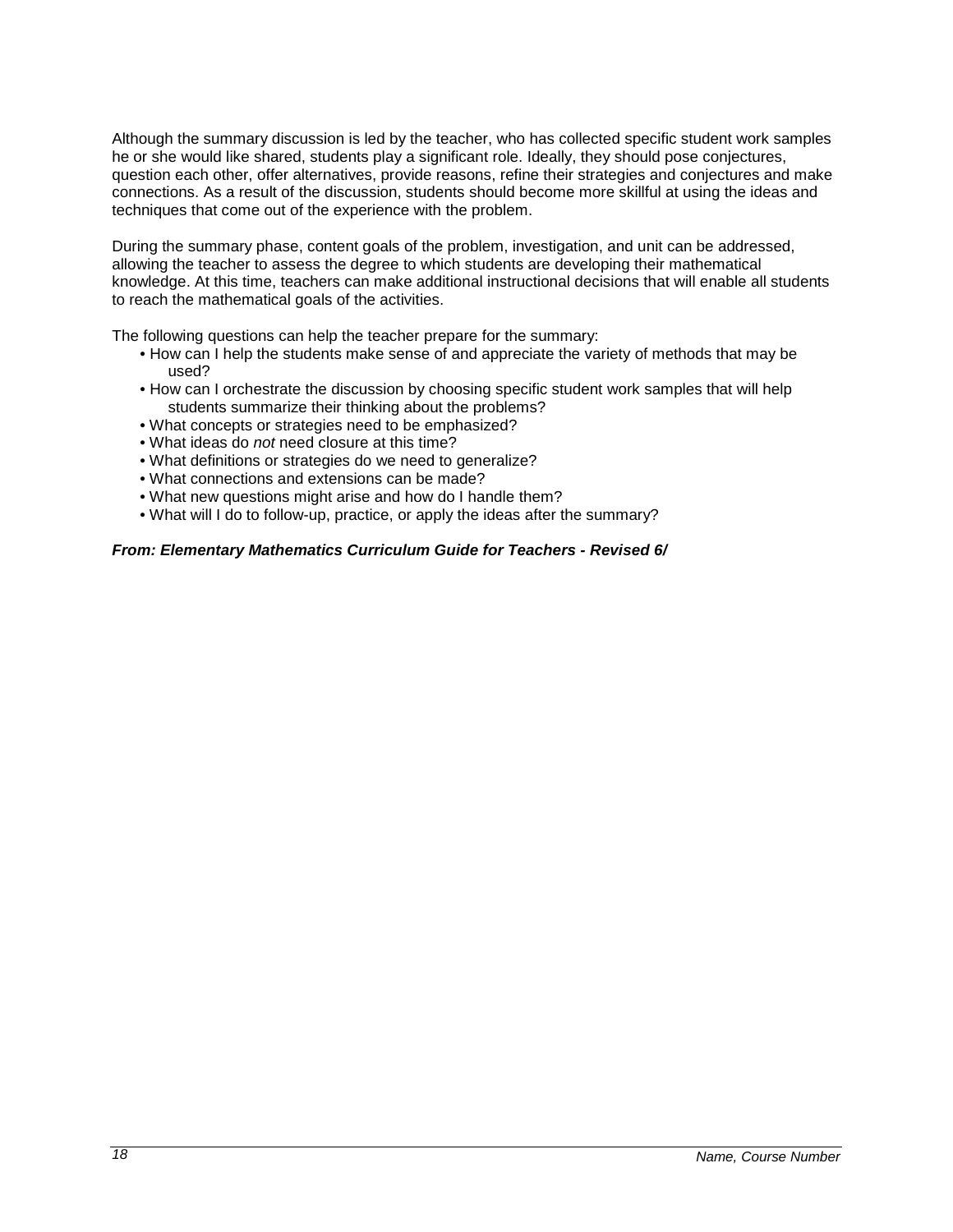Although the summary discussion is led by the teacher, who has collected specific student work samples he or she would like shared, students play a significant role. Ideally, they should pose conjectures, question each other, offer alternatives, provide reasons, refine their strategies and conjectures and make connections. As a result of the discussion, students should become more skillful at using the ideas and techniques that come out of the experience with the problem.

During the summary phase, content goals of the problem, investigation, and unit can be addressed, allowing the teacher to assess the degree to which students are developing their mathematical knowledge. At this time, teachers can make additional instructional decisions that will enable all students to reach the mathematical goals of the activities.

The following questions can help the teacher prepare for the summary:

- How can I help the students make sense of and appreciate the variety of methods that may be used?
- How can I orchestrate the discussion by choosing specific student work samples that will help students summarize their thinking about the problems?
- What concepts or strategies need to be emphasized?
- What ideas do *not* need closure at this time?
- What definitions or strategies do we need to generalize?
- What connections and extensions can be made?
- What new questions might arise and how do I handle them?
- What will I do to follow-up, practice, or apply the ideas after the summary?

***From: Elementary Mathematics Curriculum Guide for Teachers - Revised 6/***